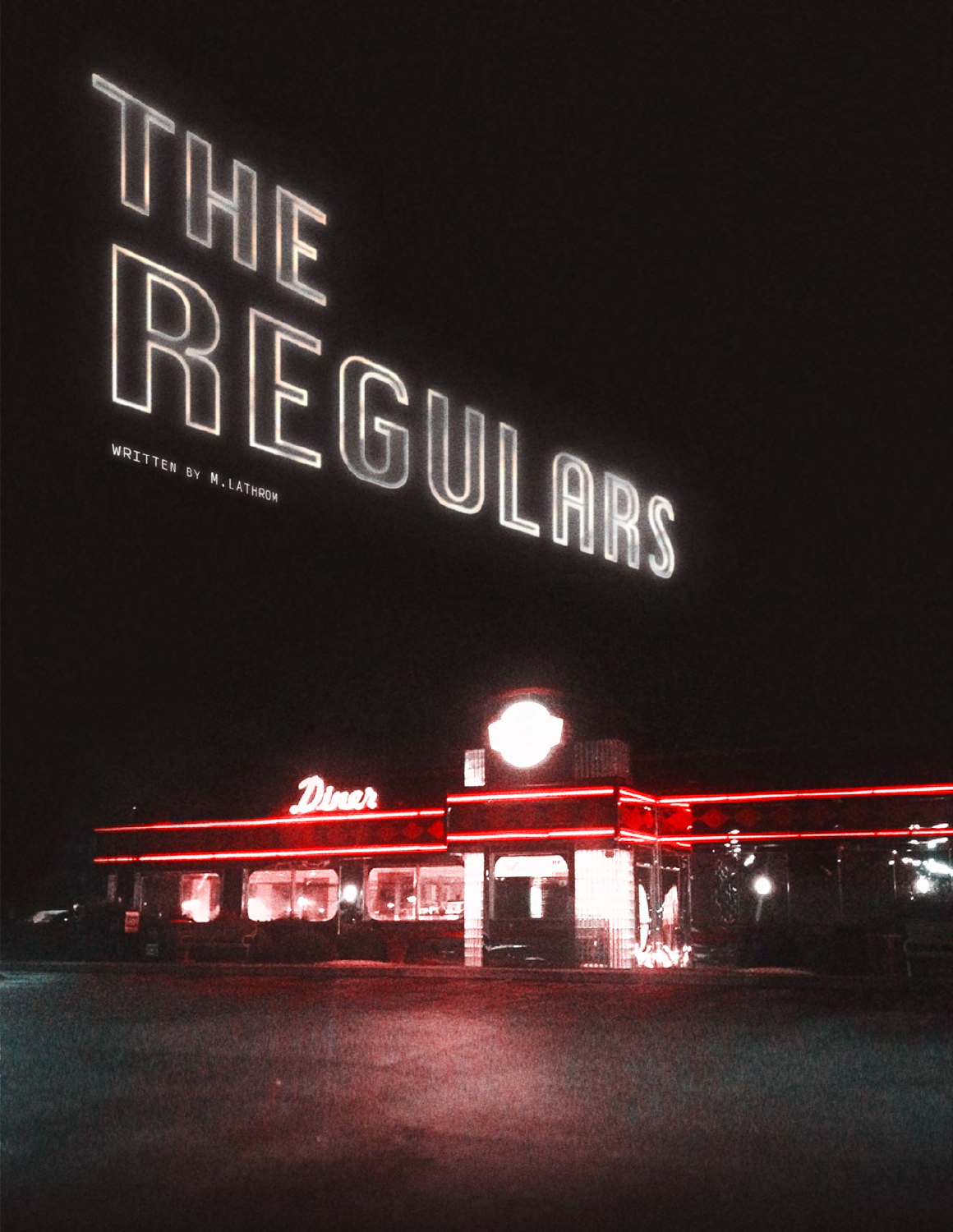# THE REGULARS

WRITTEN BY M.LATHROM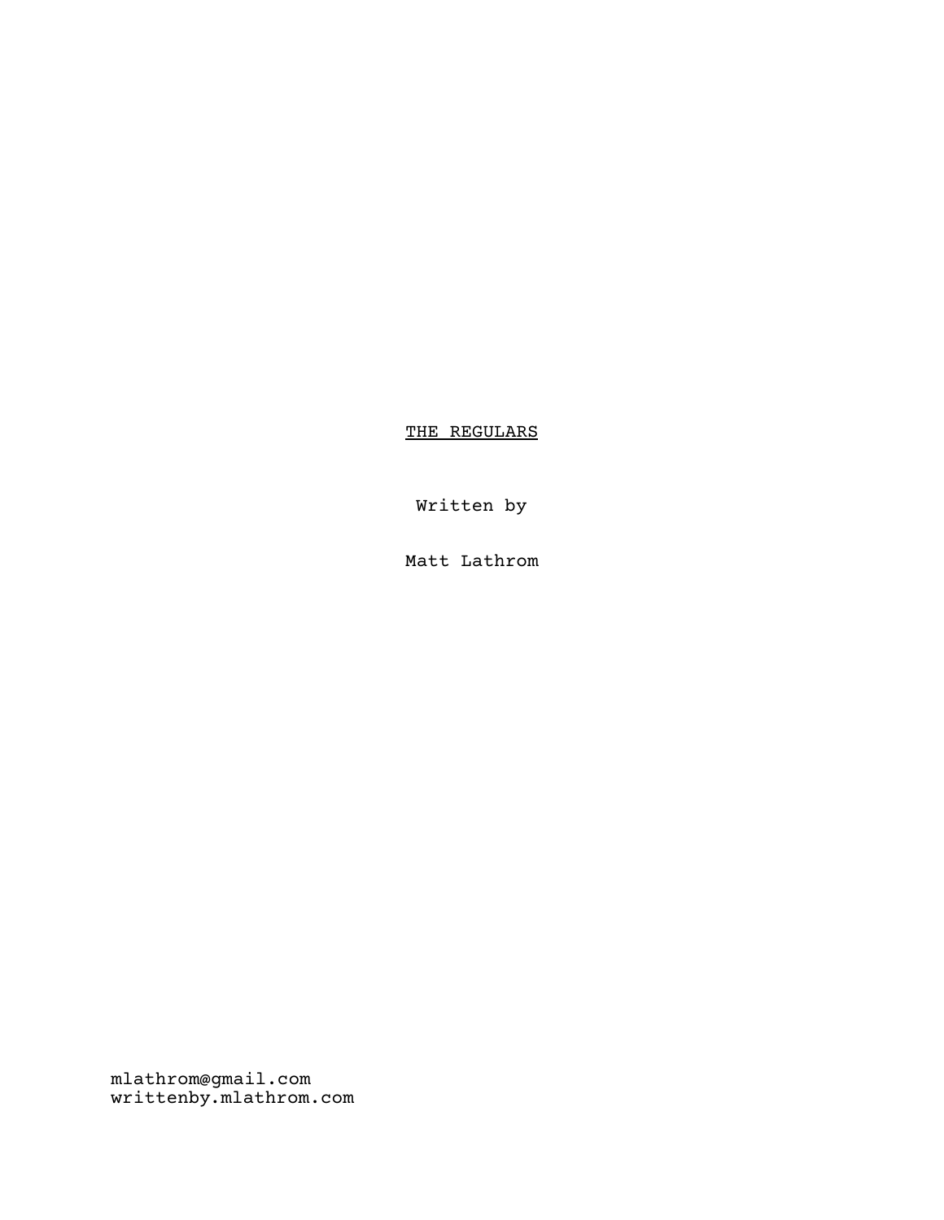<u>THE REGULARS</u>

Written by

Matt Lathrom

mlathrom@gmail.com
writtenby.mlathrom.com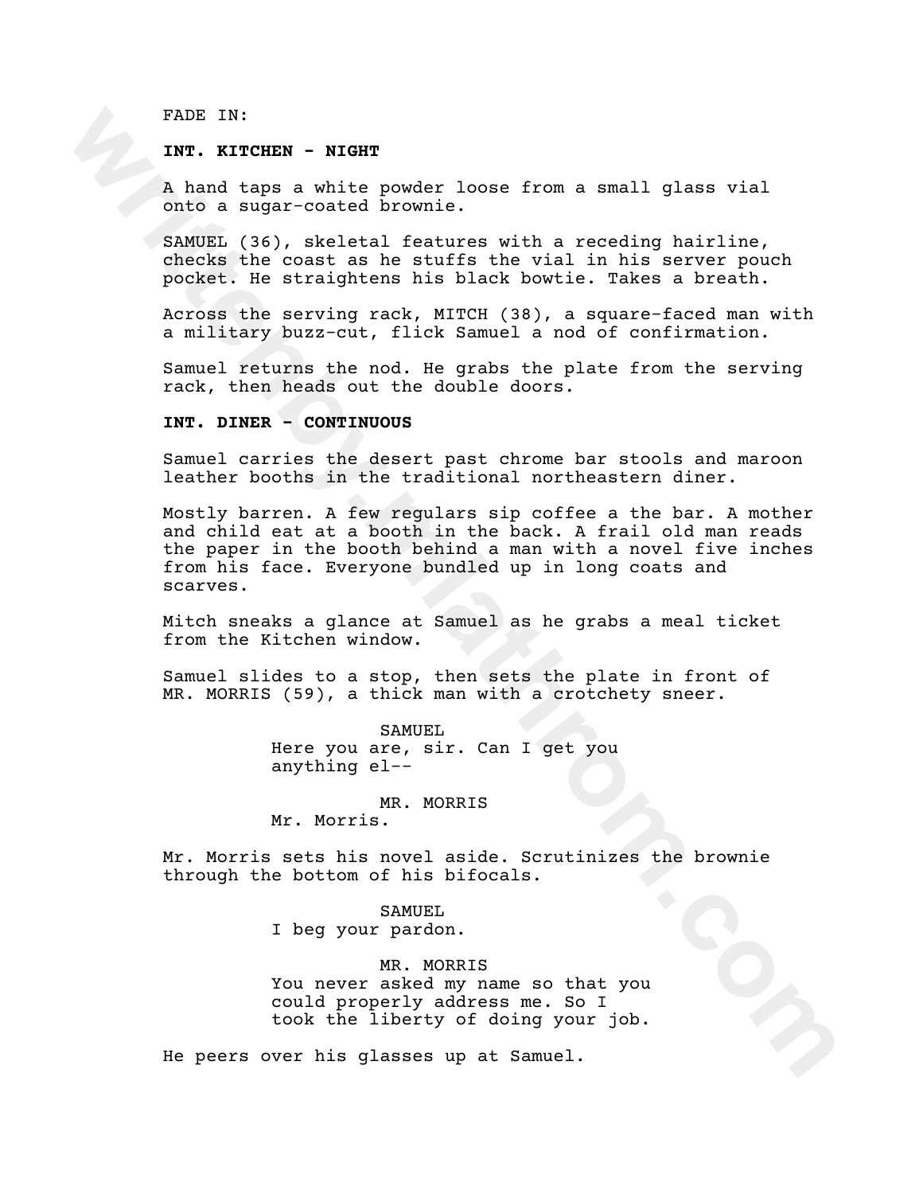FADE IN:

**INT. KITCHEN - NIGHT**

A hand taps a white powder loose from a small glass vial onto a sugar-coated brownie.

SAMUEL (36), skeletal features with a receding hairline, checks the coast as he stuffs the vial in his server pouch pocket. He straightens his black bowtie. Takes a breath.

Across the serving rack, MITCH (38), a square-faced man with a military buzz-cut, flick Samuel a nod of confirmation.

Samuel returns the nod. He grabs the plate from the serving rack, then heads out the double doors.

**INT. DINER - CONTINUOUS**

Samuel carries the desert past chrome bar stools and maroon leather booths in the traditional northeastern diner.

Mostly barren. A few regulars sip coffee a the bar. A mother and child eat at a booth in the back. A frail old man reads the paper in the booth behind a man with a novel five inches from his face. Everyone bundled up in long coats and scarves.

Mitch sneaks a glance at Samuel as he grabs a meal ticket from the Kitchen window.

Samuel slides to a stop, then sets the plate in front of MR. MORRIS (59), a thick man with a crotchety sneer.

SAMUEL
Here you are, sir. Can I get you anything el--

MR. MORRIS
Mr. Morris.

Mr. Morris sets his novel aside. Scrutinizes the brownie through the bottom of his bifocals.

SAMUEL
I beg your pardon.

MR. MORRIS
You never asked my name so that you could properly address me. So I took the liberty of doing your job.

He peers over his glasses up at Samuel.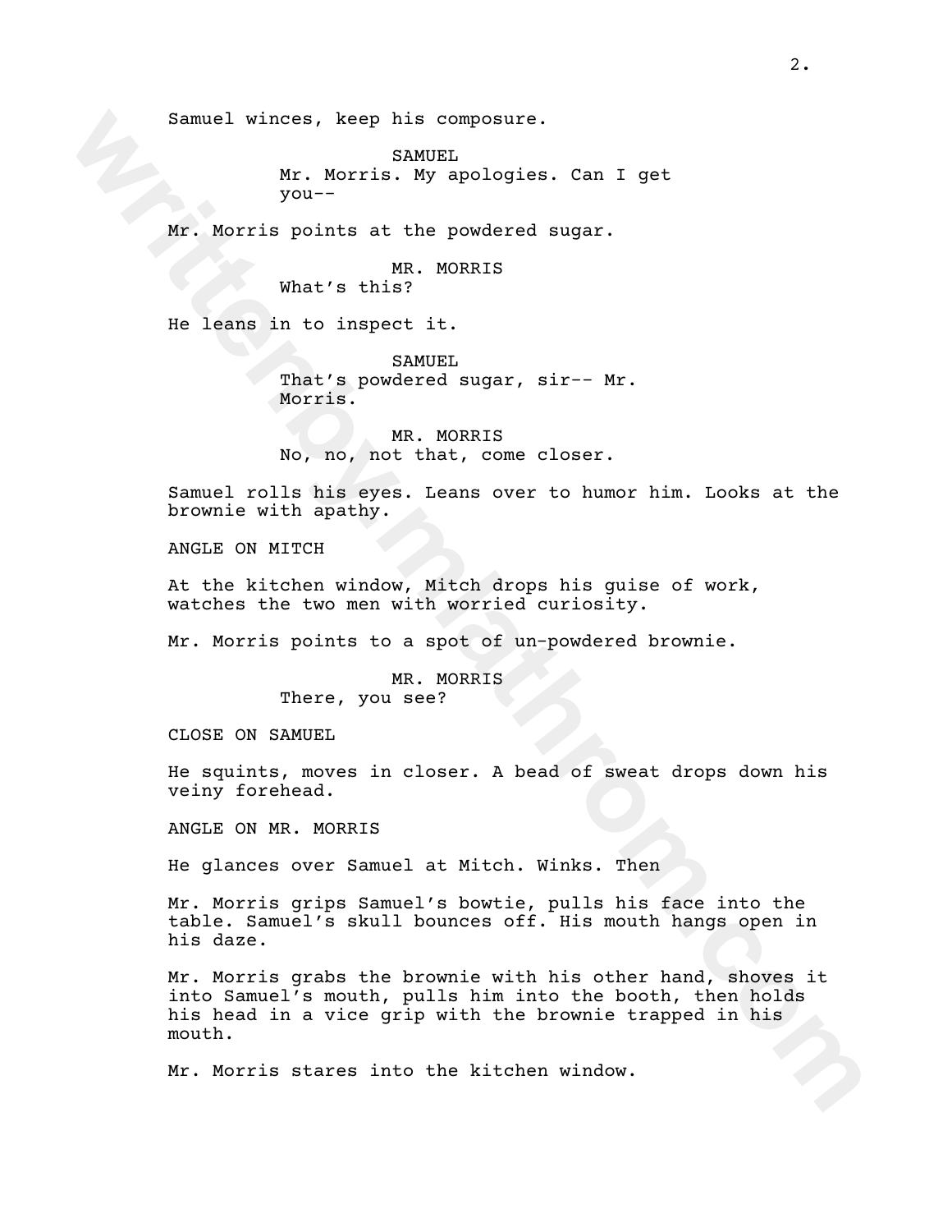Samuel winces, keep his composure.

SAMUEL
Mr. Morris. My apologies. Can I get you--

Mr. Morris points at the powdered sugar.

MR. MORRIS
What's this?

He leans in to inspect it.

SAMUEL
That's powdered sugar, sir-- Mr. Morris.

MR. MORRIS
No, no, not that, come closer.

Samuel rolls his eyes. Leans over to humor him. Looks at the brownie with apathy.

ANGLE ON MITCH

At the kitchen window, Mitch drops his guise of work, watches the two men with worried curiosity.

Mr. Morris points to a spot of un-powdered brownie.

MR. MORRIS
There, you see?

CLOSE ON SAMUEL

He squints, moves in closer. A bead of sweat drops down his veiny forehead.

ANGLE ON MR. MORRIS

He glances over Samuel at Mitch. Winks. Then

Mr. Morris grips Samuel's bowtie, pulls his face into the table. Samuel's skull bounces off. His mouth hangs open in his daze.

Mr. Morris grabs the brownie with his other hand, shoves it into Samuel's mouth, pulls him into the booth, then holds his head in a vice grip with the brownie trapped in his mouth.

Mr. Morris stares into the kitchen window.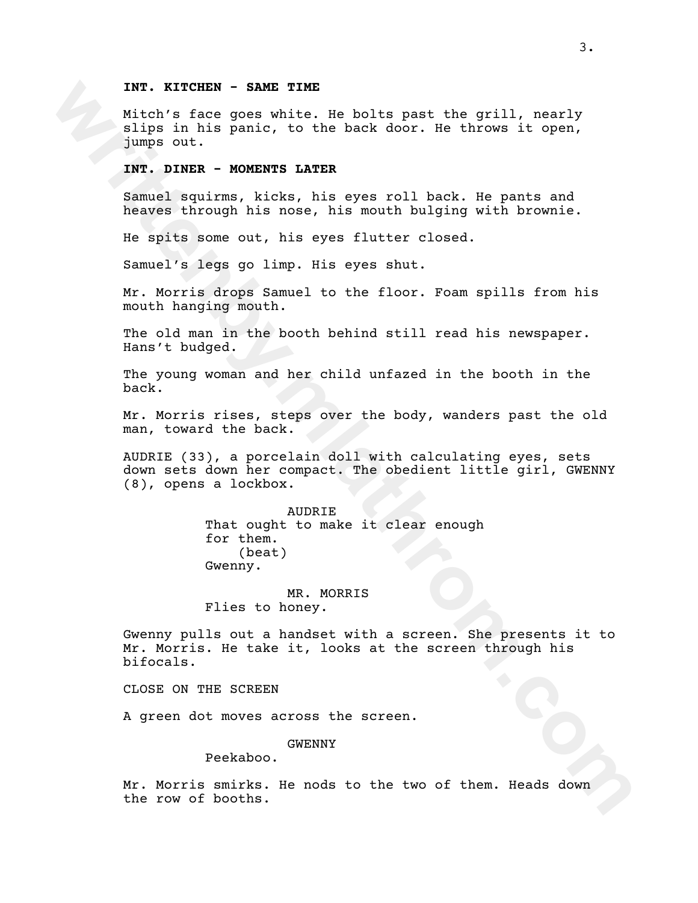**INT. KITCHEN - SAME TIME**

Mitch's face goes white. He bolts past the grill, nearly slips in his panic, to the back door. He throws it open, jumps out.

**INT. DINER - MOMENTS LATER**

Samuel squirms, kicks, his eyes roll back. He pants and heaves through his nose, his mouth bulging with brownie.

He spits some out, his eyes flutter closed.

Samuel's legs go limp. His eyes shut.

Mr. Morris drops Samuel to the floor. Foam spills from his mouth hanging mouth.

The old man in the booth behind still read his newspaper. Hans't budged.

The young woman and her child unfazed in the booth in the back.

Mr. Morris rises, steps over the body, wanders past the old man, toward the back.

AUDRIE (33), a porcelain doll with calculating eyes, sets down sets down her compact. The obedient little girl, GWENNY (8), opens a lockbox.

AUDRIE
That ought to make it clear enough for them.
(beat)
Gwenny.

MR. MORRIS
Flies to honey.

Gwenny pulls out a handset with a screen. She presents it to Mr. Morris. He take it, looks at the screen through his bifocals.

CLOSE ON THE SCREEN

A green dot moves across the screen.

GWENNY
Peekaboo.

Mr. Morris smirks. He nods to the two of them. Heads down the row of booths.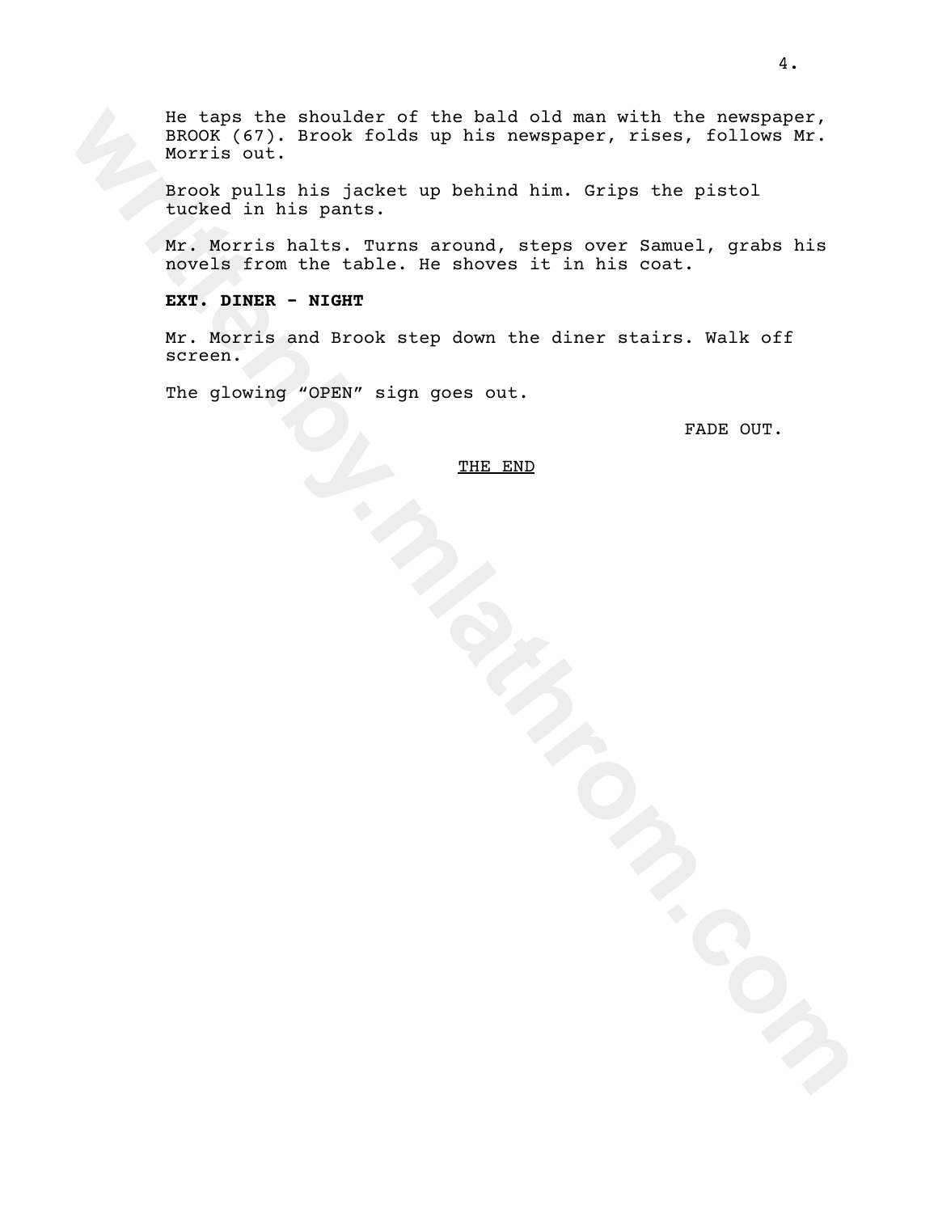He taps the shoulder of the bald old man with the newspaper, BROOK (67). Brook folds up his newspaper, rises, follows Mr. Morris out.

Brook pulls his jacket up behind him. Grips the pistol tucked in his pants.

Mr. Morris halts. Turns around, steps over Samuel, grabs his novels from the table. He shoves it in his coat.

**EXT. DINER - NIGHT**

Mr. Morris and Brook step down the diner stairs. Walk off screen.

The glowing "OPEN" sign goes out.

FADE OUT.

THE END